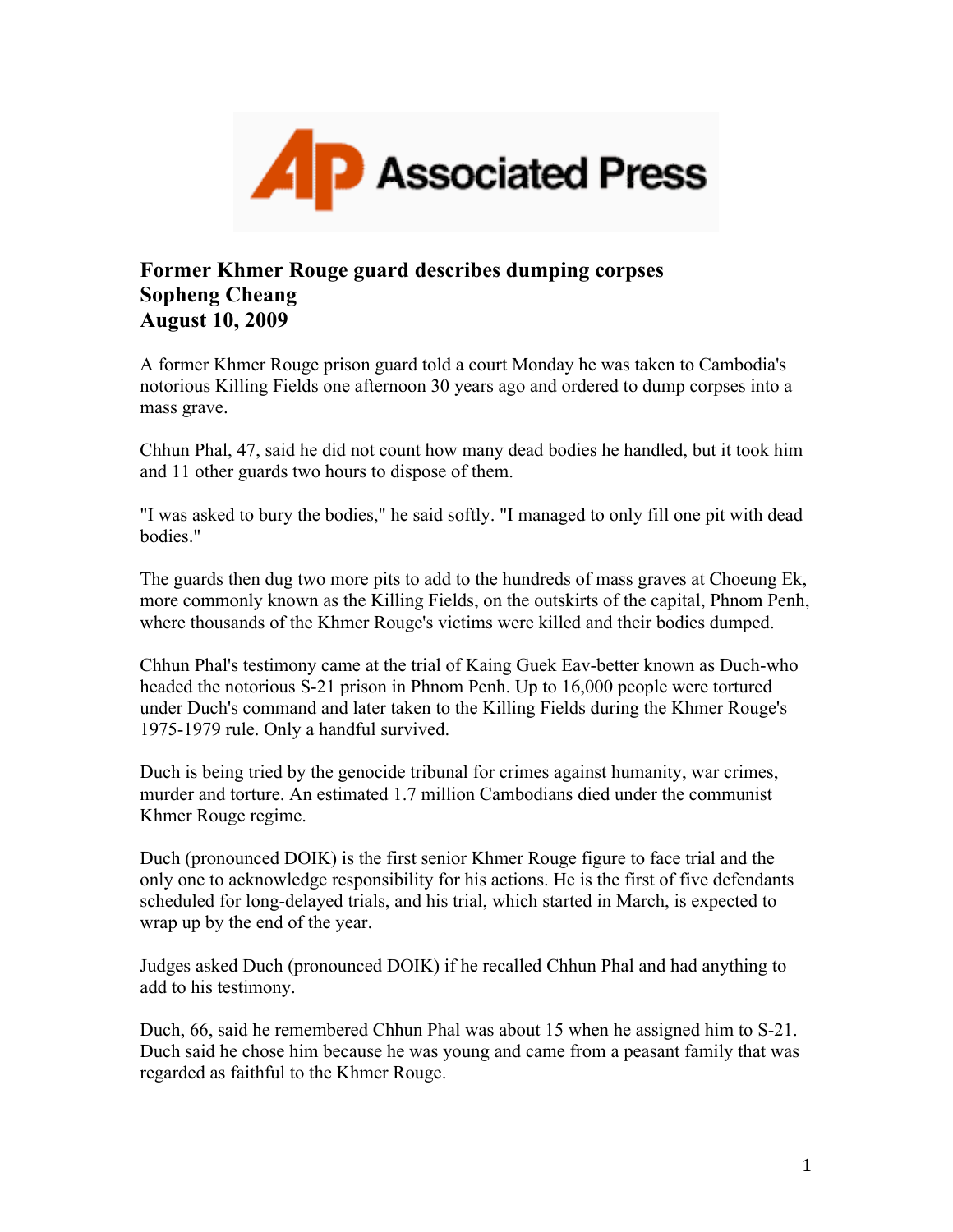Associated Press

**Former Khmer Rouge guard describes dumping corpses**
**Sopheng Cheang**
**August 10, 2009**

A former Khmer Rouge prison guard told a court Monday he was taken to Cambodia's notorious Killing Fields one afternoon 30 years ago and ordered to dump corpses into a mass grave.

Chhun Phal, 47, said he did not count how many dead bodies he handled, but it took him and 11 other guards two hours to dispose of them.

"I was asked to bury the bodies," he said softly. "I managed to only fill one pit with dead bodies."

The guards then dug two more pits to add to the hundreds of mass graves at Choeung Ek, more commonly known as the Killing Fields, on the outskirts of the capital, Phnom Penh, where thousands of the Khmer Rouge's victims were killed and their bodies dumped.

Chhun Phal's testimony came at the trial of Kaing Guek Eav-better known as Duch-who headed the notorious S-21 prison in Phnom Penh. Up to 16,000 people were tortured under Duch's command and later taken to the Killing Fields during the Khmer Rouge's 1975-1979 rule. Only a handful survived.

Duch is being tried by the genocide tribunal for crimes against humanity, war crimes, murder and torture. An estimated 1.7 million Cambodians died under the communist Khmer Rouge regime.

Duch (pronounced DOIK) is the first senior Khmer Rouge figure to face trial and the only one to acknowledge responsibility for his actions. He is the first of five defendants scheduled for long-delayed trials, and his trial, which started in March, is expected to wrap up by the end of the year.

Judges asked Duch (pronounced DOIK) if he recalled Chhun Phal and had anything to add to his testimony.

Duch, 66, said he remembered Chhun Phal was about 15 when he assigned him to S-21. Duch said he chose him because he was young and came from a peasant family that was regarded as faithful to the Khmer Rouge.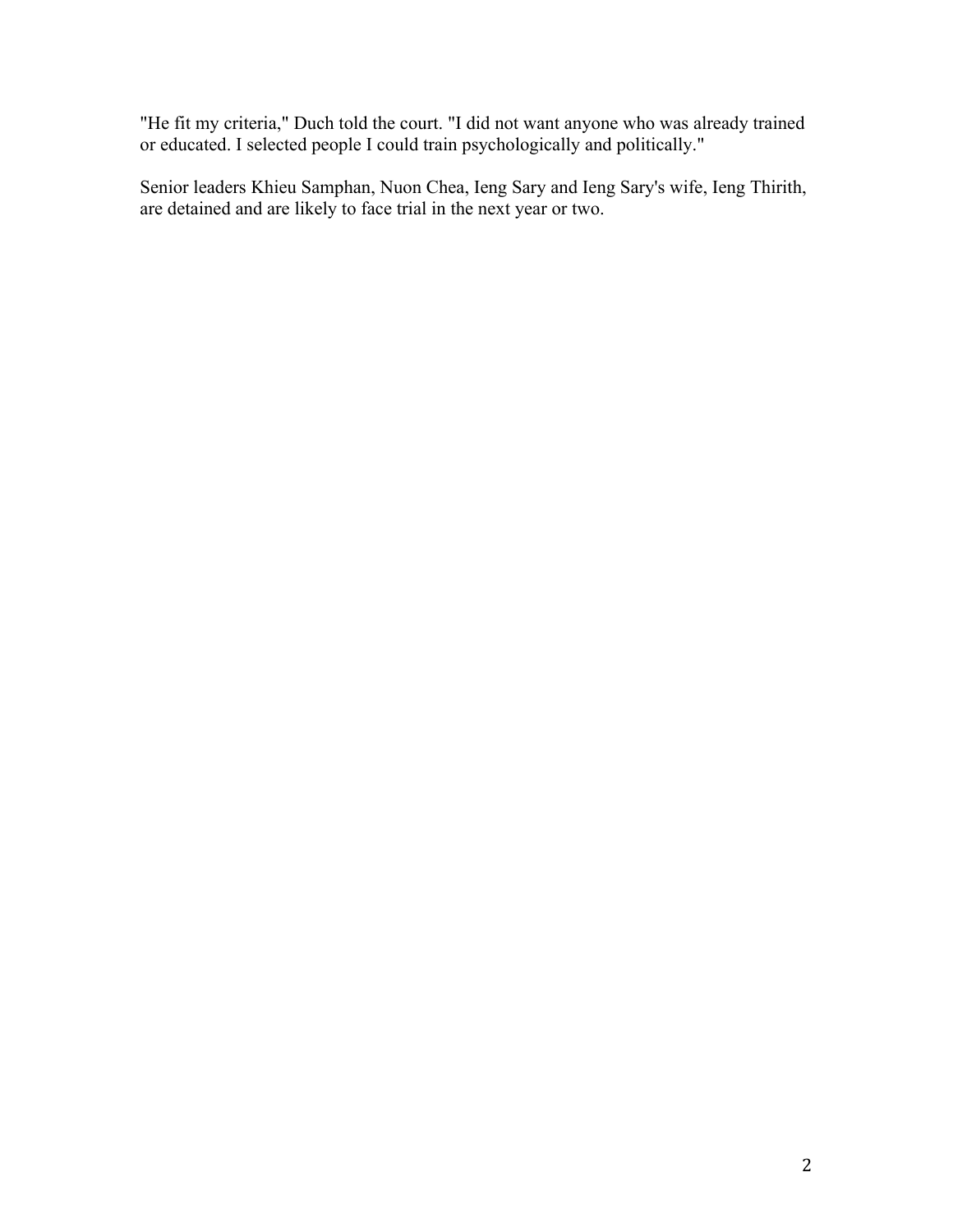"He fit my criteria," Duch told the court. "I did not want anyone who was already trained or educated. I selected people I could train psychologically and politically."

Senior leaders Khieu Samphan, Nuon Chea, Ieng Sary and Ieng Sary's wife, Ieng Thirith, are detained and are likely to face trial in the next year or two.